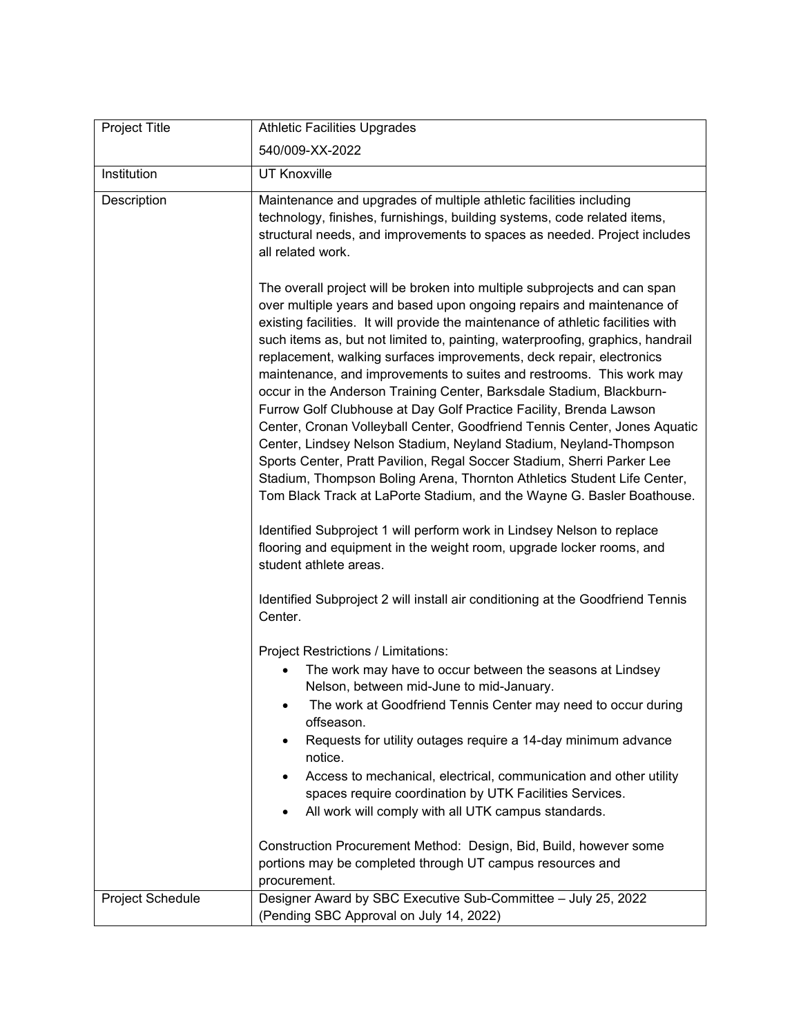| | |
|---|---|
| Project Title | Athletic Facilities Upgrades<br>540/009-XX-2022 |
| Institution | UT Knoxville |
| Description | Maintenance and upgrades of multiple athletic facilities including technology, finishes, furnishings, building systems, code related items, structural needs, and improvements to spaces as needed. Project includes all related work.<br><br>The overall project will be broken into multiple subprojects and can span over multiple years and based upon ongoing repairs and maintenance of existing facilities. It will provide the maintenance of athletic facilities with such items as, but not limited to, painting, waterproofing, graphics, handrail replacement, walking surfaces improvements, deck repair, electronics maintenance, and improvements to suites and restrooms. This work may occur in the Anderson Training Center, Barksdale Stadium, Blackburn-Furrow Golf Clubhouse at Day Golf Practice Facility, Brenda Lawson Center, Cronan Volleyball Center, Goodfriend Tennis Center, Jones Aquatic Center, Lindsey Nelson Stadium, Neyland Stadium, Neyland-Thompson Sports Center, Pratt Pavilion, Regal Soccer Stadium, Sherri Parker Lee Stadium, Thompson Boling Arena, Thornton Athletics Student Life Center, Tom Black Track at LaPorte Stadium, and the Wayne G. Basler Boathouse.<br><br>Identified Subproject 1 will perform work in Lindsey Nelson to replace flooring and equipment in the weight room, upgrade locker rooms, and student athlete areas.<br><br>Identified Subproject 2 will install air conditioning at the Goodfriend Tennis Center.<br><br>Project Restrictions / Limitations:<br>• The work may have to occur between the seasons at Lindsey Nelson, between mid-June to mid-January.<br>• The work at Goodfriend Tennis Center may need to occur during offseason.<br>• Requests for utility outages require a 14-day minimum advance notice.<br>• Access to mechanical, electrical, communication and other utility spaces require coordination by UTK Facilities Services.<br>• All work will comply with all UTK campus standards.<br><br>Construction Procurement Method: Design, Bid, Build, however some portions may be completed through UT campus resources and procurement. |
| Project Schedule | Designer Award by SBC Executive Sub-Committee – July 25, 2022 (Pending SBC Approval on July 14, 2022) |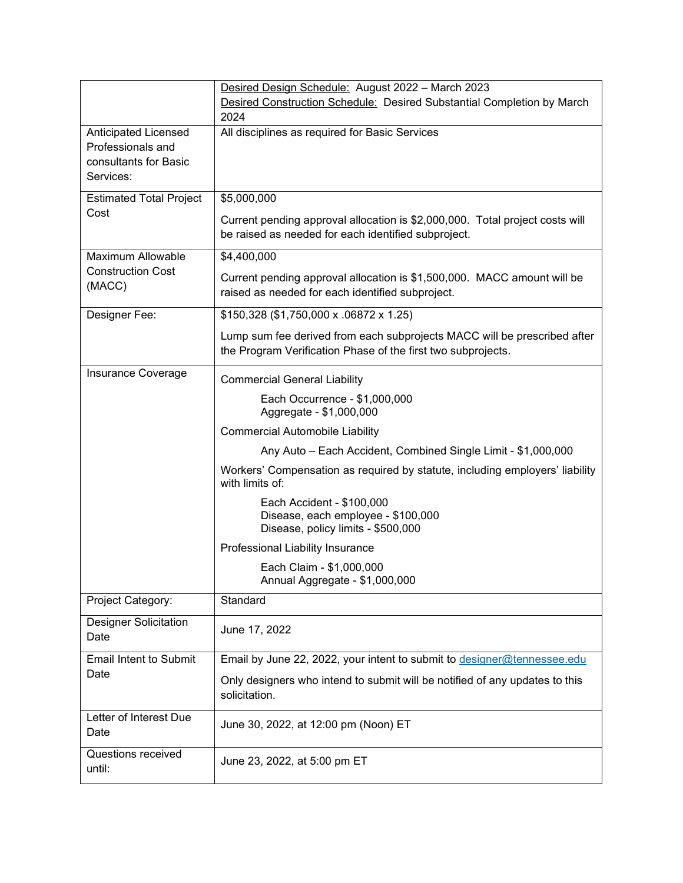| | |
|---|---|
| | Desired Design Schedule: August 2022 – March 2023<br>Desired Construction Schedule: Desired Substantial Completion by March 2024 |
| Anticipated Licensed Professionals and consultants for Basic Services: | All disciplines as required for Basic Services |
| Estimated Total Project Cost | $5,000,000<br><br>Current pending approval allocation is $2,000,000. Total project costs will be raised as needed for each identified subproject. |
| Maximum Allowable Construction Cost (MACC) | $4,400,000<br><br>Current pending approval allocation is $1,500,000. MACC amount will be raised as needed for each identified subproject. |
| Designer Fee: | $150,328 ($1,750,000 x .06872 x 1.25)<br><br>Lump sum fee derived from each subprojects MACC will be prescribed after the Program Verification Phase of the first two subprojects. |
| Insurance Coverage | Commercial General Liability<br><br>Each Occurrence - $1,000,000<br>Aggregate - $1,000,000<br><br>Commercial Automobile Liability<br><br>Any Auto – Each Accident, Combined Single Limit - $1,000,000<br><br>Workers' Compensation as required by statute, including employers' liability with limits of:<br><br>Each Accident - $100,000<br>Disease, each employee - $100,000<br>Disease, policy limits - $500,000<br><br>Professional Liability Insurance<br><br>Each Claim - $1,000,000<br>Annual Aggregate - $1,000,000 |
| Project Category: | Standard |
| Designer Solicitation Date | June 17, 2022 |
| Email Intent to Submit Date | Email by June 22, 2022, your intent to submit to designer@tennessee.edu<br><br>Only designers who intend to submit will be notified of any updates to this solicitation. |
| Letter of Interest Due Date | June 30, 2022, at 12:00 pm (Noon) ET |
| Questions received until: | June 23, 2022, at 5:00 pm ET |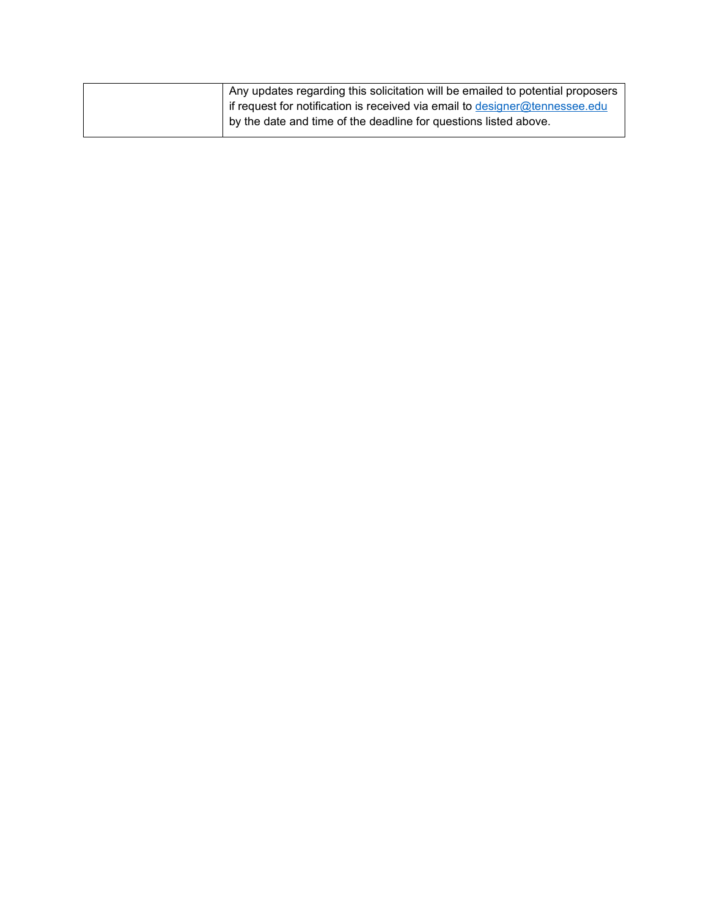| | |
|---|---|
| | Any updates regarding this solicitation will be emailed to potential proposers if request for notification is received via email to designer@tennessee.edu by the date and time of the deadline for questions listed above. |